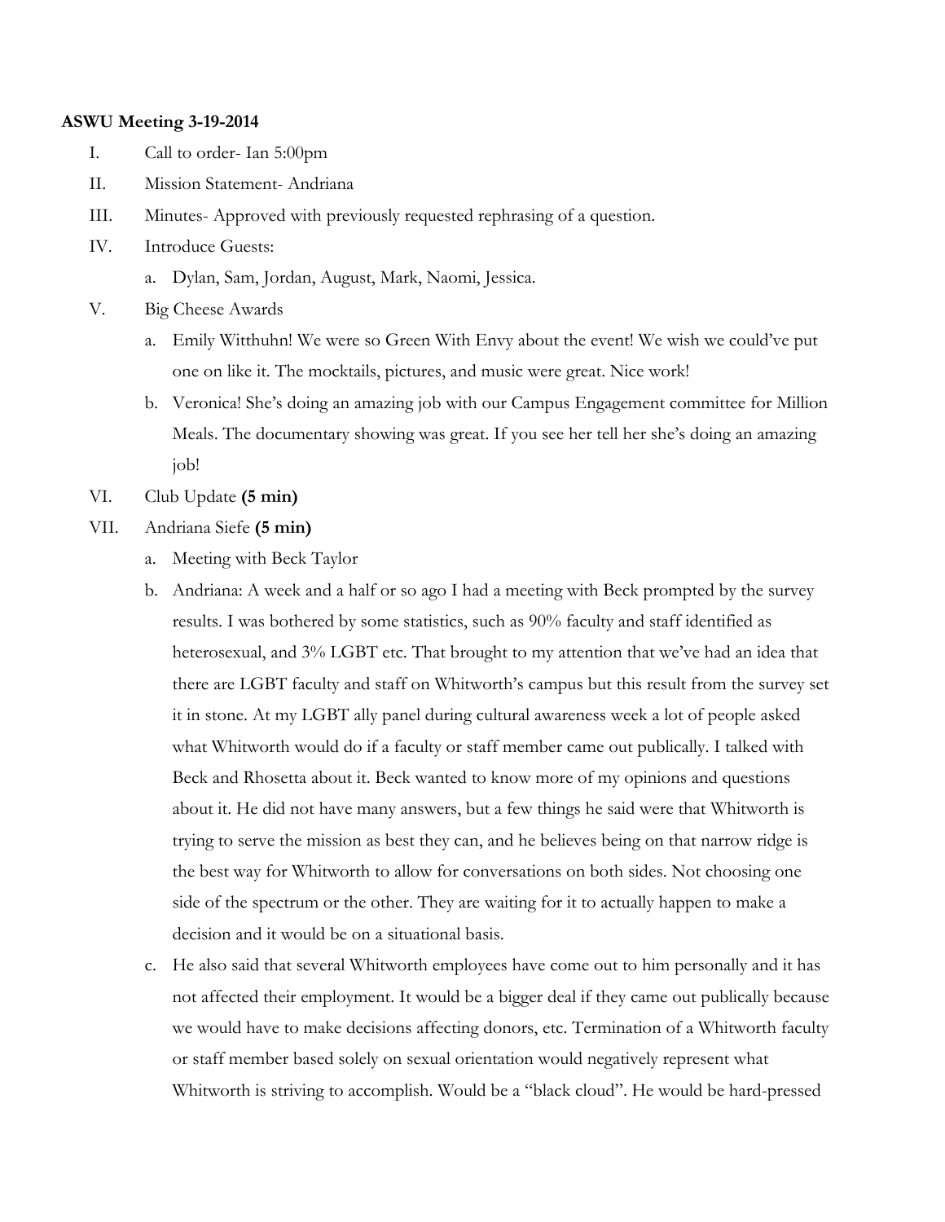**ASWU Meeting 3-19-2014**

I. Call to order- Ian 5:00pm

II. Mission Statement- Andriana

III. Minutes- Approved with previously requested rephrasing of a question.

IV. Introduce Guests:

   a. Dylan, Sam, Jordan, August, Mark, Naomi, Jessica.

V. Big Cheese Awards

   a. Emily Witthuhn! We were so Green With Envy about the event! We wish we could've put one on like it. The mocktails, pictures, and music were great. Nice work!

   b. Veronica! She's doing an amazing job with our Campus Engagement committee for Million Meals. The documentary showing was great. If you see her tell her she's doing an amazing job!

VI. Club Update **(5 min)**

VII. Andriana Siefe **(5 min)**

   a. Meeting with Beck Taylor

   b. Andriana: A week and a half or so ago I had a meeting with Beck prompted by the survey results. I was bothered by some statistics, such as 90% faculty and staff identified as heterosexual, and 3% LGBT etc. That brought to my attention that we've had an idea that there are LGBT faculty and staff on Whitworth's campus but this result from the survey set it in stone. At my LGBT ally panel during cultural awareness week a lot of people asked what Whitworth would do if a faculty or staff member came out publically. I talked with Beck and Rhosetta about it. Beck wanted to know more of my opinions and questions about it. He did not have many answers, but a few things he said were that Whitworth is trying to serve the mission as best they can, and he believes being on that narrow ridge is the best way for Whitworth to allow for conversations on both sides. Not choosing one side of the spectrum or the other. They are waiting for it to actually happen to make a decision and it would be on a situational basis.

   c. He also said that several Whitworth employees have come out to him personally and it has not affected their employment. It would be a bigger deal if they came out publically because we would have to make decisions affecting donors, etc. Termination of a Whitworth faculty or staff member based solely on sexual orientation would negatively represent what Whitworth is striving to accomplish. Would be a "black cloud". He would be hard-pressed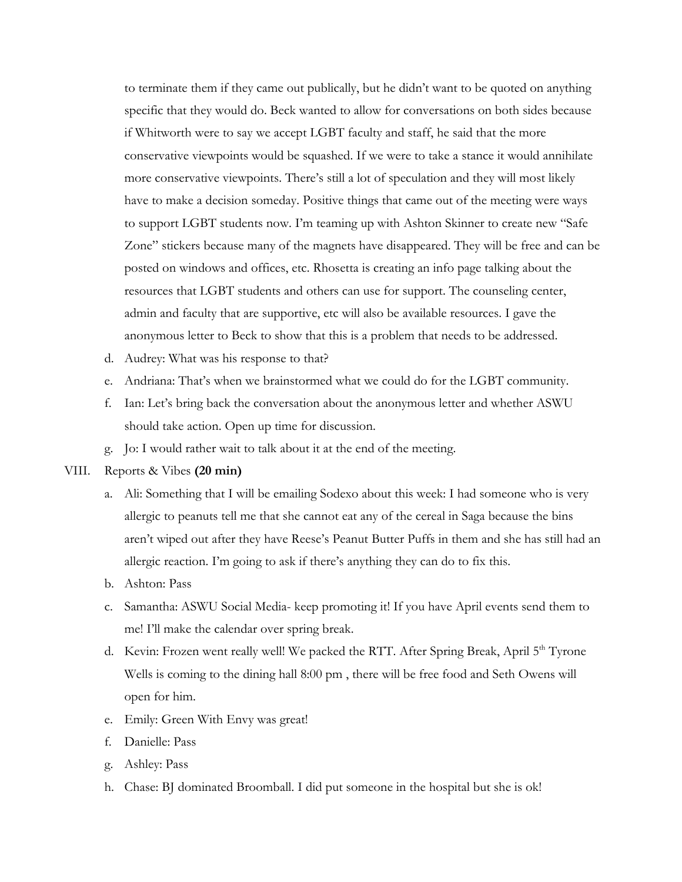to terminate them if they came out publically, but he didn't want to be quoted on anything specific that they would do. Beck wanted to allow for conversations on both sides because if Whitworth were to say we accept LGBT faculty and staff, he said that the more conservative viewpoints would be squashed. If we were to take a stance it would annihilate more conservative viewpoints. There's still a lot of speculation and they will most likely have to make a decision someday. Positive things that came out of the meeting were ways to support LGBT students now. I'm teaming up with Ashton Skinner to create new "Safe Zone" stickers because many of the magnets have disappeared. They will be free and can be posted on windows and offices, etc. Rhosetta is creating an info page talking about the resources that LGBT students and others can use for support. The counseling center, admin and faculty that are supportive, etc will also be available resources. I gave the anonymous letter to Beck to show that this is a problem that needs to be addressed.

d. Audrey: What was his response to that?

e. Andriana: That's when we brainstormed what we could do for the LGBT community.

f. Ian: Let's bring back the conversation about the anonymous letter and whether ASWU should take action. Open up time for discussion.

g. Jo: I would rather wait to talk about it at the end of the meeting.

VIII. Reports & Vibes **(20 min)**

a. Ali: Something that I will be emailing Sodexo about this week: I had someone who is very allergic to peanuts tell me that she cannot eat any of the cereal in Saga because the bins aren't wiped out after they have Reese's Peanut Butter Puffs in them and she has still had an allergic reaction. I'm going to ask if there's anything they can do to fix this.

b. Ashton: Pass

c. Samantha: ASWU Social Media- keep promoting it! If you have April events send them to me! I'll make the calendar over spring break.

d. Kevin: Frozen went really well! We packed the RTT. After Spring Break, April 5th Tyrone Wells is coming to the dining hall 8:00 pm , there will be free food and Seth Owens will open for him.

e. Emily: Green With Envy was great!

f. Danielle: Pass

g. Ashley: Pass

h. Chase: BJ dominated Broomball. I did put someone in the hospital but she is ok!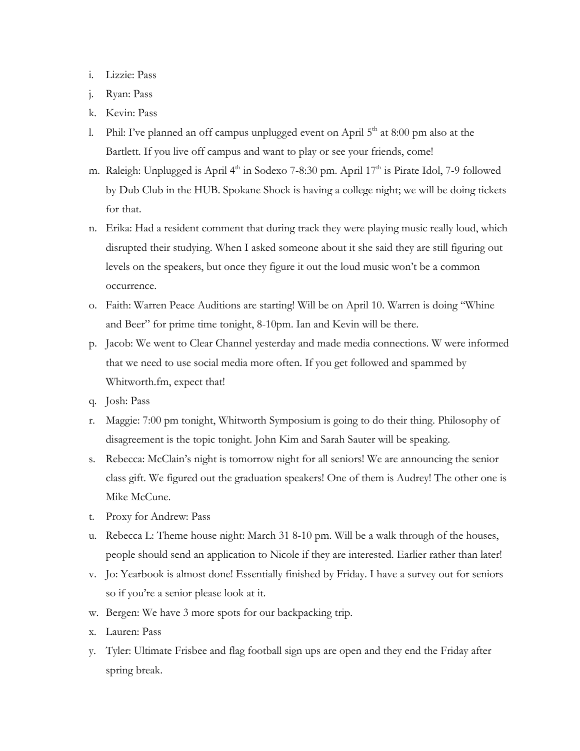i. Lizzie: Pass

j. Ryan: Pass

k. Kevin: Pass

l. Phil: I've planned an off campus unplugged event on April 5th at 8:00 pm also at the Bartlett. If you live off campus and want to play or see your friends, come!

m. Raleigh: Unplugged is April 4th in Sodexo 7-8:30 pm. April 17th is Pirate Idol, 7-9 followed by Dub Club in the HUB. Spokane Shock is having a college night; we will be doing tickets for that.

n. Erika: Had a resident comment that during track they were playing music really loud, which disrupted their studying. When I asked someone about it she said they are still figuring out levels on the speakers, but once they figure it out the loud music won't be a common occurrence.

o. Faith: Warren Peace Auditions are starting! Will be on April 10. Warren is doing "Whine and Beer" for prime time tonight, 8-10pm. Ian and Kevin will be there.

p. Jacob: We went to Clear Channel yesterday and made media connections. W were informed that we need to use social media more often. If you get followed and spammed by Whitworth.fm, expect that!

q. Josh: Pass

r. Maggie: 7:00 pm tonight, Whitworth Symposium is going to do their thing. Philosophy of disagreement is the topic tonight. John Kim and Sarah Sauter will be speaking.

s. Rebecca: McClain's night is tomorrow night for all seniors! We are announcing the senior class gift. We figured out the graduation speakers! One of them is Audrey! The other one is Mike McCune.

t. Proxy for Andrew: Pass

u. Rebecca L: Theme house night: March 31 8-10 pm. Will be a walk through of the houses, people should send an application to Nicole if they are interested. Earlier rather than later!

v. Jo: Yearbook is almost done! Essentially finished by Friday. I have a survey out for seniors so if you're a senior please look at it.

w. Bergen: We have 3 more spots for our backpacking trip.

x. Lauren: Pass

y. Tyler: Ultimate Frisbee and flag football sign ups are open and they end the Friday after spring break.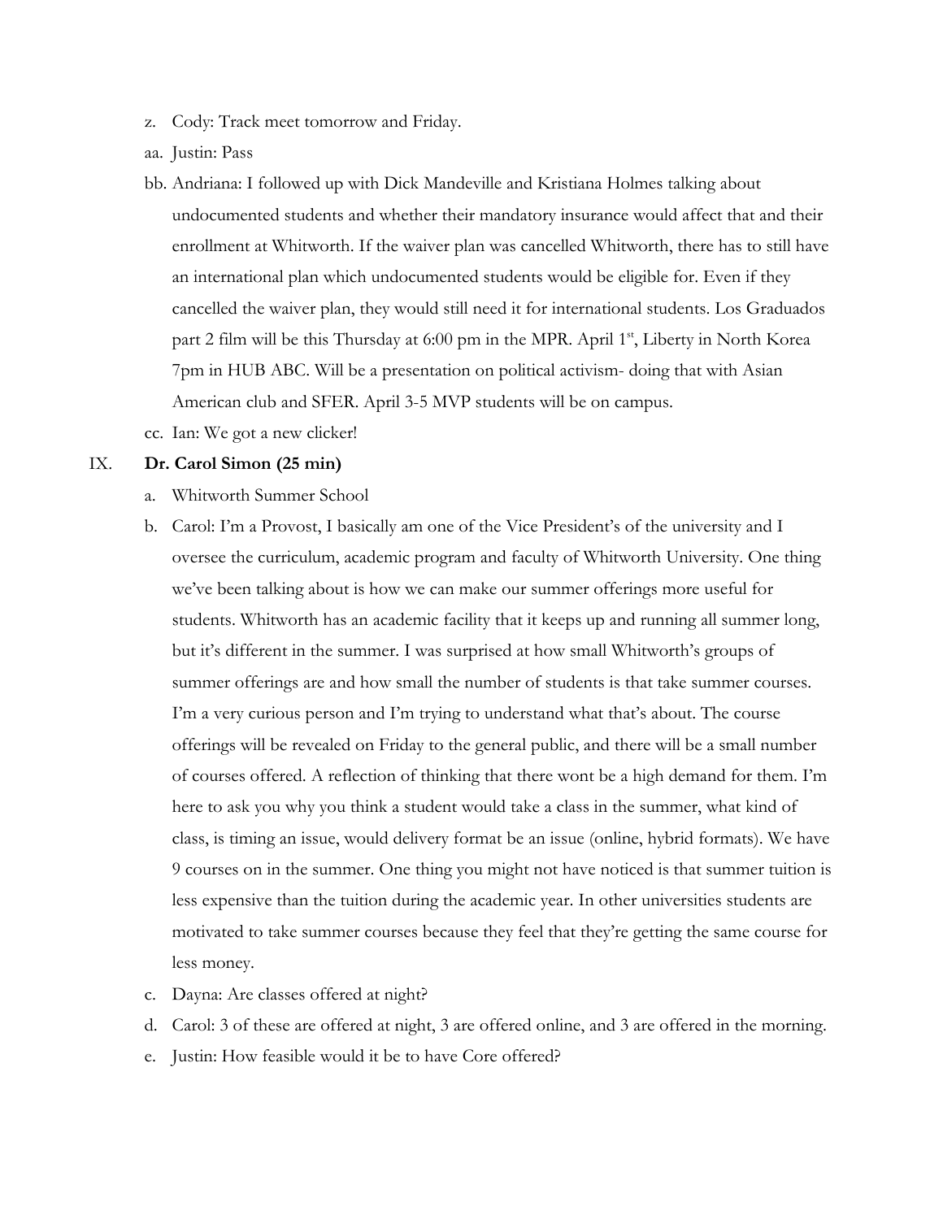z. Cody: Track meet tomorrow and Friday.

aa. Justin: Pass

bb. Andriana: I followed up with Dick Mandeville and Kristiana Holmes talking about undocumented students and whether their mandatory insurance would affect that and their enrollment at Whitworth. If the waiver plan was cancelled Whitworth, there has to still have an international plan which undocumented students would be eligible for. Even if they cancelled the waiver plan, they would still need it for international students. Los Graduados part 2 film will be this Thursday at 6:00 pm in the MPR. April 1st, Liberty in North Korea 7pm in HUB ABC. Will be a presentation on political activism- doing that with Asian American club and SFER. April 3-5 MVP students will be on campus.

cc. Ian: We got a new clicker!

IX. **Dr. Carol Simon (25 min)**

a. Whitworth Summer School

b. Carol: I'm a Provost, I basically am one of the Vice President's of the university and I oversee the curriculum, academic program and faculty of Whitworth University. One thing we've been talking about is how we can make our summer offerings more useful for students. Whitworth has an academic facility that it keeps up and running all summer long, but it's different in the summer. I was surprised at how small Whitworth's groups of summer offerings are and how small the number of students is that take summer courses. I'm a very curious person and I'm trying to understand what that's about. The course offerings will be revealed on Friday to the general public, and there will be a small number of courses offered. A reflection of thinking that there wont be a high demand for them. I'm here to ask you why you think a student would take a class in the summer, what kind of class, is timing an issue, would delivery format be an issue (online, hybrid formats). We have 9 courses on in the summer. One thing you might not have noticed is that summer tuition is less expensive than the tuition during the academic year. In other universities students are motivated to take summer courses because they feel that they're getting the same course for less money.

c. Dayna: Are classes offered at night?

d. Carol: 3 of these are offered at night, 3 are offered online, and 3 are offered in the morning.

e. Justin: How feasible would it be to have Core offered?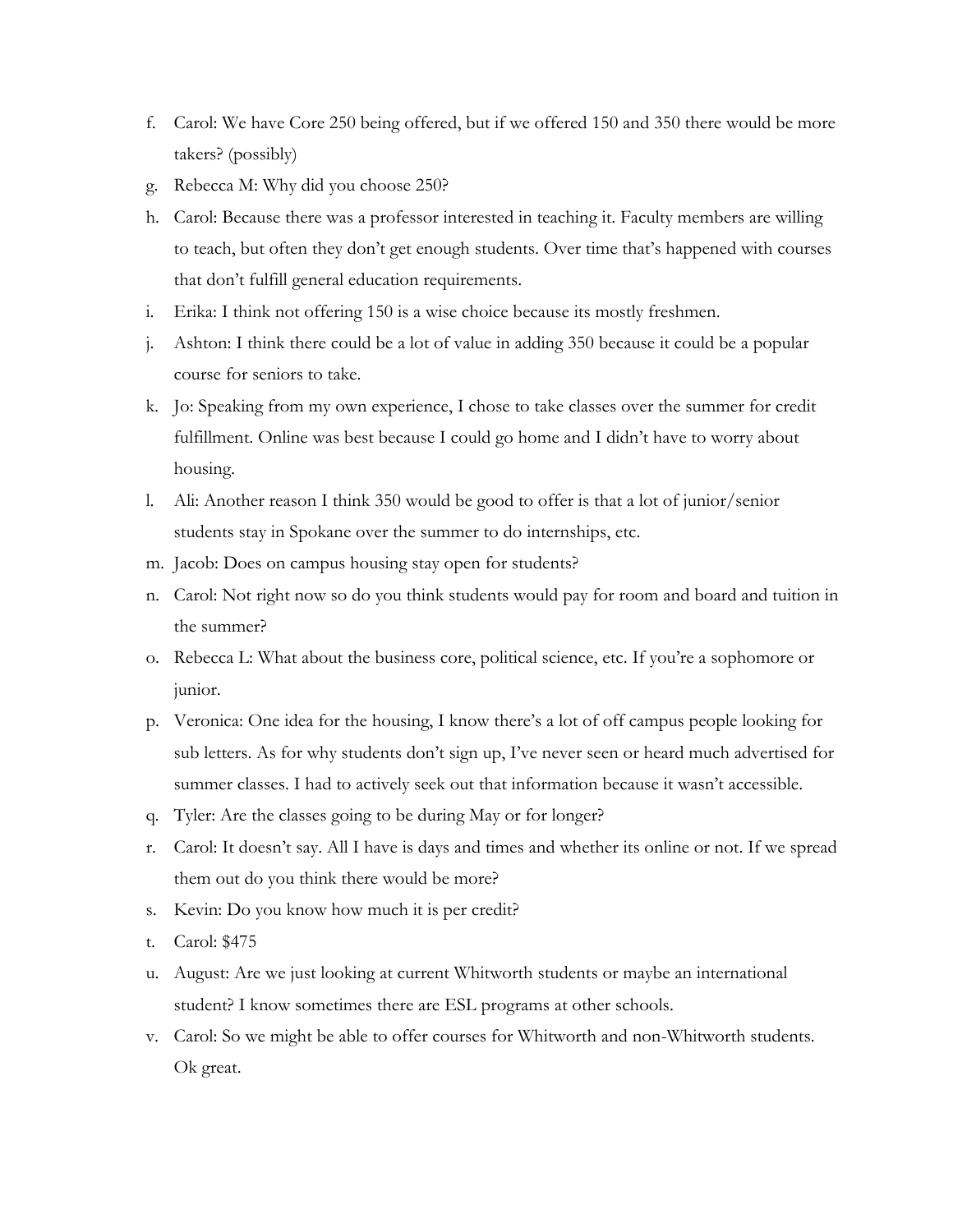f. Carol: We have Core 250 being offered, but if we offered 150 and 350 there would be more takers? (possibly)
g. Rebecca M: Why did you choose 250?
h. Carol: Because there was a professor interested in teaching it. Faculty members are willing to teach, but often they don't get enough students. Over time that's happened with courses that don't fulfill general education requirements.
i. Erika: I think not offering 150 is a wise choice because its mostly freshmen.
j. Ashton: I think there could be a lot of value in adding 350 because it could be a popular course for seniors to take.
k. Jo: Speaking from my own experience, I chose to take classes over the summer for credit fulfillment. Online was best because I could go home and I didn't have to worry about housing.
l. Ali: Another reason I think 350 would be good to offer is that a lot of junior/senior students stay in Spokane over the summer to do internships, etc.
m. Jacob: Does on campus housing stay open for students?
n. Carol: Not right now so do you think students would pay for room and board and tuition in the summer?
o. Rebecca L: What about the business core, political science, etc. If you're a sophomore or junior.
p. Veronica: One idea for the housing, I know there's a lot of off campus people looking for sub letters. As for why students don't sign up, I've never seen or heard much advertised for summer classes. I had to actively seek out that information because it wasn't accessible.
q. Tyler: Are the classes going to be during May or for longer?
r. Carol: It doesn't say. All I have is days and times and whether its online or not. If we spread them out do you think there would be more?
s. Kevin: Do you know how much it is per credit?
t. Carol: $475
u. August: Are we just looking at current Whitworth students or maybe an international student? I know sometimes there are ESL programs at other schools.
v. Carol: So we might be able to offer courses for Whitworth and non-Whitworth students. Ok great.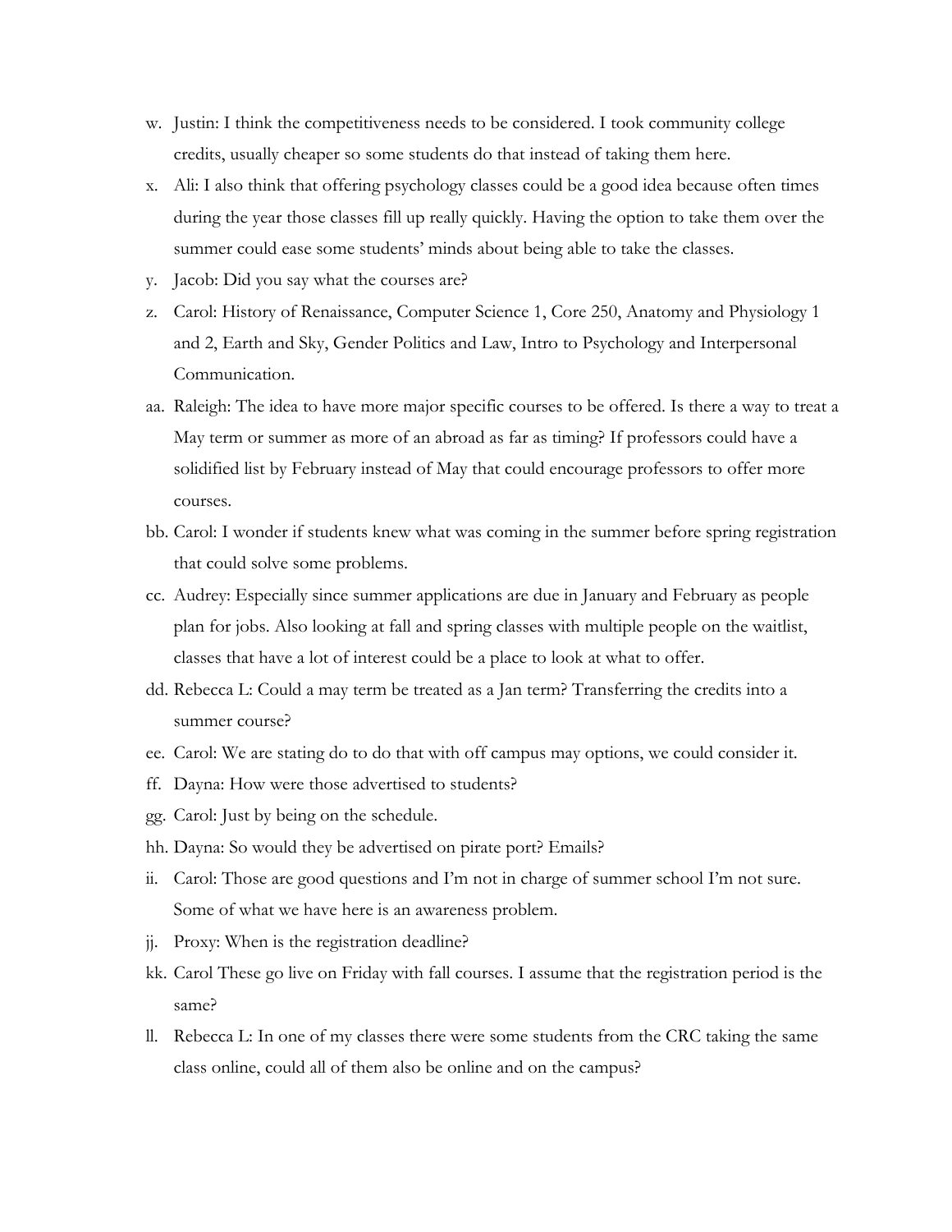w. Justin: I think the competitiveness needs to be considered. I took community college credits, usually cheaper so some students do that instead of taking them here.

x. Ali: I also think that offering psychology classes could be a good idea because often times during the year those classes fill up really quickly. Having the option to take them over the summer could ease some students' minds about being able to take the classes.

y. Jacob: Did you say what the courses are?

z. Carol: History of Renaissance, Computer Science 1, Core 250, Anatomy and Physiology 1 and 2, Earth and Sky, Gender Politics and Law, Intro to Psychology and Interpersonal Communication.

aa. Raleigh: The idea to have more major specific courses to be offered. Is there a way to treat a May term or summer as more of an abroad as far as timing? If professors could have a solidified list by February instead of May that could encourage professors to offer more courses.

bb. Carol: I wonder if students knew what was coming in the summer before spring registration that could solve some problems.

cc. Audrey: Especially since summer applications are due in January and February as people plan for jobs. Also looking at fall and spring classes with multiple people on the waitlist, classes that have a lot of interest could be a place to look at what to offer.

dd. Rebecca L: Could a may term be treated as a Jan term? Transferring the credits into a summer course?

ee. Carol: We are stating do to do that with off campus may options, we could consider it.

ff. Dayna: How were those advertised to students?

gg. Carol: Just by being on the schedule.

hh. Dayna: So would they be advertised on pirate port? Emails?

ii. Carol: Those are good questions and I'm not in charge of summer school I'm not sure. Some of what we have here is an awareness problem.

jj. Proxy: When is the registration deadline?

kk. Carol These go live on Friday with fall courses. I assume that the registration period is the same?

ll. Rebecca L: In one of my classes there were some students from the CRC taking the same class online, could all of them also be online and on the campus?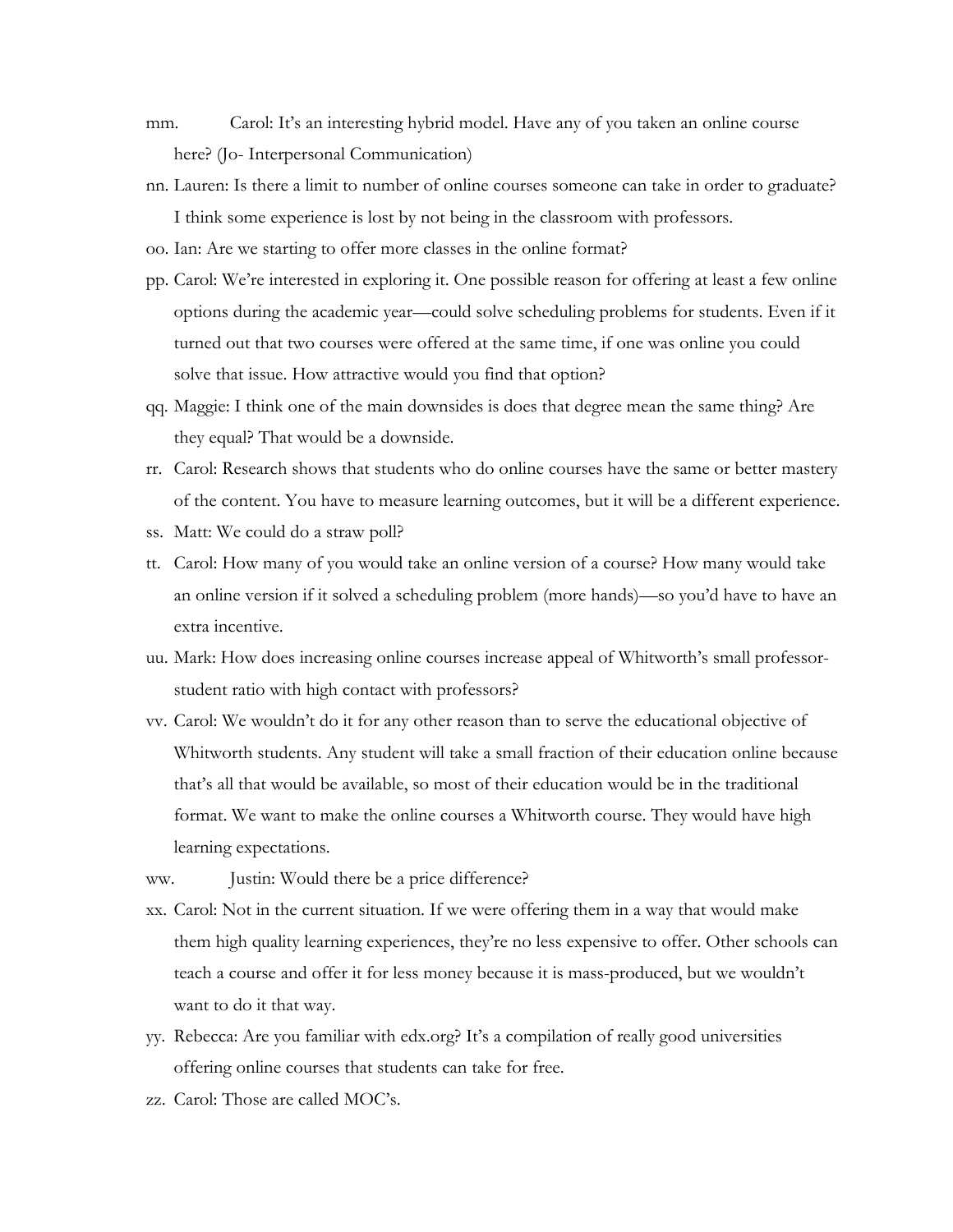mm. Carol: It's an interesting hybrid model. Have any of you taken an online course here? (Jo- Interpersonal Communication)

nn. Lauren: Is there a limit to number of online courses someone can take in order to graduate? I think some experience is lost by not being in the classroom with professors.

oo. Ian: Are we starting to offer more classes in the online format?

pp. Carol: We're interested in exploring it. One possible reason for offering at least a few online options during the academic year—could solve scheduling problems for students. Even if it turned out that two courses were offered at the same time, if one was online you could solve that issue. How attractive would you find that option?

qq. Maggie: I think one of the main downsides is does that degree mean the same thing? Are they equal? That would be a downside.

rr. Carol: Research shows that students who do online courses have the same or better mastery of the content. You have to measure learning outcomes, but it will be a different experience.

ss. Matt: We could do a straw poll?

tt. Carol: How many of you would take an online version of a course? How many would take an online version if it solved a scheduling problem (more hands)—so you'd have to have an extra incentive.

uu. Mark: How does increasing online courses increase appeal of Whitworth's small professor-student ratio with high contact with professors?

vv. Carol: We wouldn't do it for any other reason than to serve the educational objective of Whitworth students. Any student will take a small fraction of their education online because that's all that would be available, so most of their education would be in the traditional format. We want to make the online courses a Whitworth course. They would have high learning expectations.

ww. Justin: Would there be a price difference?

xx. Carol: Not in the current situation. If we were offering them in a way that would make them high quality learning experiences, they're no less expensive to offer. Other schools can teach a course and offer it for less money because it is mass-produced, but we wouldn't want to do it that way.

yy. Rebecca: Are you familiar with edx.org? It's a compilation of really good universities offering online courses that students can take for free.

zz. Carol: Those are called MOC's.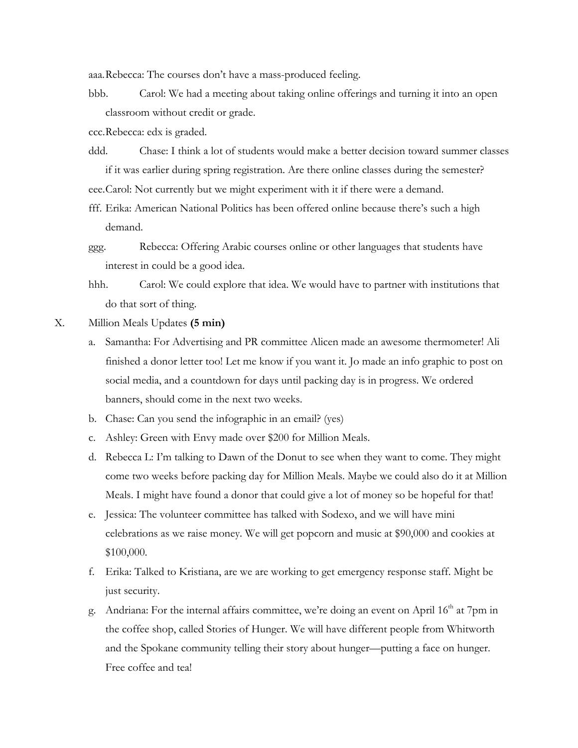aaa. Rebecca: The courses don't have a mass-produced feeling.

bbb. Carol: We had a meeting about taking online offerings and turning it into an open classroom without credit or grade.

ccc. Rebecca: edx is graded.

ddd. Chase: I think a lot of students would make a better decision toward summer classes if it was earlier during spring registration. Are there online classes during the semester?

eee. Carol: Not currently but we might experiment with it if there were a demand.

fff. Erika: American National Politics has been offered online because there's such a high demand.

ggg. Rebecca: Offering Arabic courses online or other languages that students have interest in could be a good idea.

hhh. Carol: We could explore that idea. We would have to partner with institutions that do that sort of thing.

X. Million Meals Updates **(5 min)**

a. Samantha: For Advertising and PR committee Alicen made an awesome thermometer! Ali finished a donor letter too! Let me know if you want it. Jo made an info graphic to post on social media, and a countdown for days until packing day is in progress. We ordered banners, should come in the next two weeks.

b. Chase: Can you send the infographic in an email? (yes)

c. Ashley: Green with Envy made over $200 for Million Meals.

d. Rebecca L: I'm talking to Dawn of the Donut to see when they want to come. They might come two weeks before packing day for Million Meals. Maybe we could also do it at Million Meals. I might have found a donor that could give a lot of money so be hopeful for that!

e. Jessica: The volunteer committee has talked with Sodexo, and we will have mini celebrations as we raise money. We will get popcorn and music at $90,000 and cookies at $100,000.

f. Erika: Talked to Kristiana, are we are working to get emergency response staff. Might be just security.

g. Andriana: For the internal affairs committee, we're doing an event on April 16th at 7pm in the coffee shop, called Stories of Hunger. We will have different people from Whitworth and the Spokane community telling their story about hunger—putting a face on hunger. Free coffee and tea!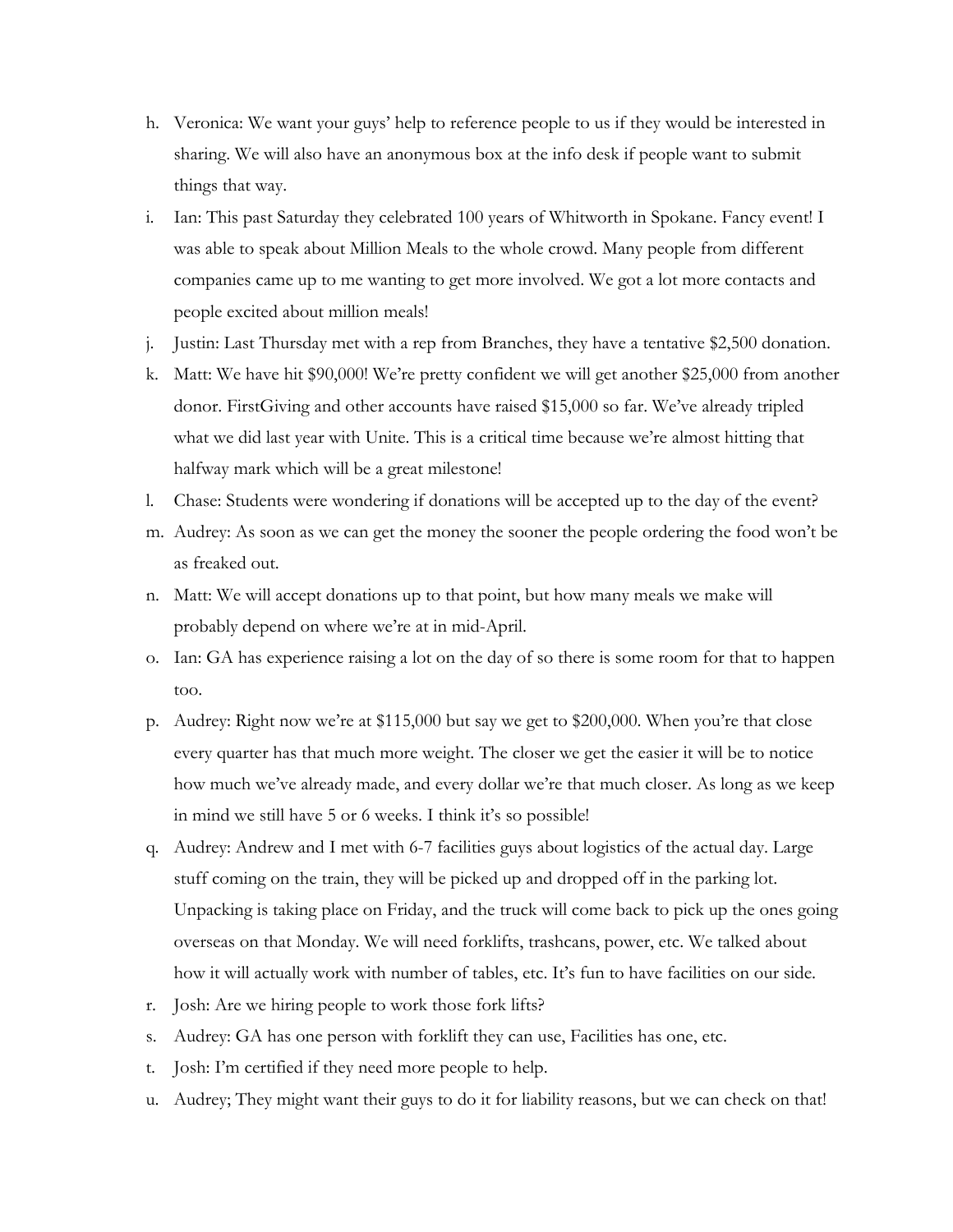h. Veronica: We want your guys' help to reference people to us if they would be interested in sharing. We will also have an anonymous box at the info desk if people want to submit things that way.
i. Ian: This past Saturday they celebrated 100 years of Whitworth in Spokane. Fancy event! I was able to speak about Million Meals to the whole crowd. Many people from different companies came up to me wanting to get more involved. We got a lot more contacts and people excited about million meals!
j. Justin: Last Thursday met with a rep from Branches, they have a tentative $2,500 donation.
k. Matt: We have hit $90,000! We're pretty confident we will get another $25,000 from another donor. FirstGiving and other accounts have raised $15,000 so far. We've already tripled what we did last year with Unite. This is a critical time because we're almost hitting that halfway mark which will be a great milestone!
l. Chase: Students were wondering if donations will be accepted up to the day of the event?
m. Audrey: As soon as we can get the money the sooner the people ordering the food won't be as freaked out.
n. Matt: We will accept donations up to that point, but how many meals we make will probably depend on where we're at in mid-April.
o. Ian: GA has experience raising a lot on the day of so there is some room for that to happen too.
p. Audrey: Right now we're at $115,000 but say we get to $200,000. When you're that close every quarter has that much more weight. The closer we get the easier it will be to notice how much we've already made, and every dollar we're that much closer. As long as we keep in mind we still have 5 or 6 weeks. I think it's so possible!
q. Audrey: Andrew and I met with 6-7 facilities guys about logistics of the actual day. Large stuff coming on the train, they will be picked up and dropped off in the parking lot. Unpacking is taking place on Friday, and the truck will come back to pick up the ones going overseas on that Monday. We will need forklifts, trashcans, power, etc. We talked about how it will actually work with number of tables, etc. It's fun to have facilities on our side.
r. Josh: Are we hiring people to work those fork lifts?
s. Audrey: GA has one person with forklift they can use, Facilities has one, etc.
t. Josh: I'm certified if they need more people to help.
u. Audrey; They might want their guys to do it for liability reasons, but we can check on that!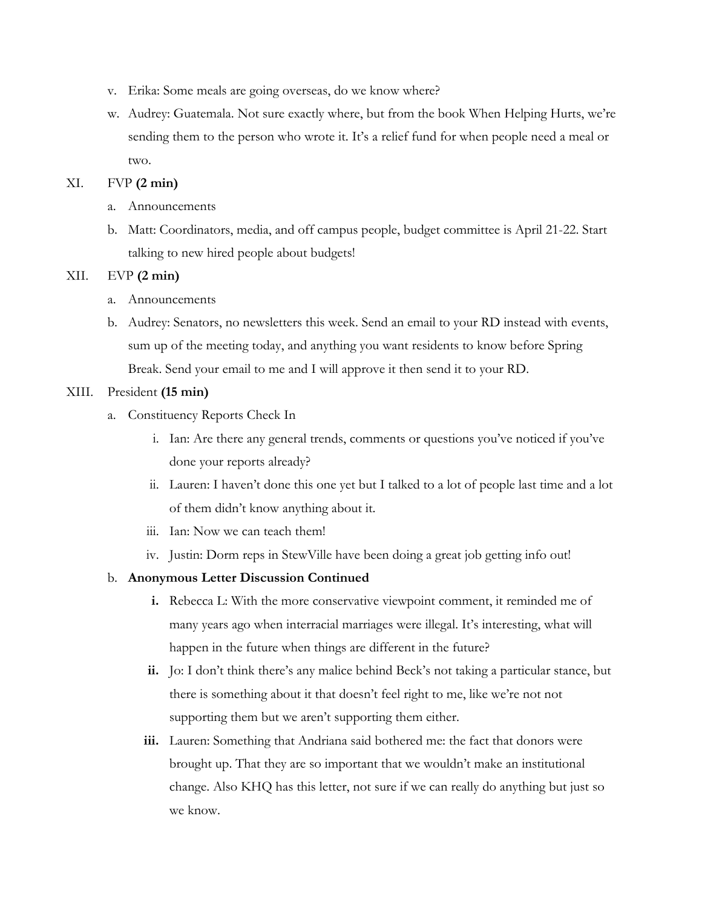v. Erika: Some meals are going overseas, do we know where?

w. Audrey: Guatemala. Not sure exactly where, but from the book When Helping Hurts, we're sending them to the person who wrote it. It's a relief fund for when people need a meal or two.

XI. FVP **(2 min)**

a. Announcements

b. Matt: Coordinators, media, and off campus people, budget committee is April 21-22. Start talking to new hired people about budgets!

XII. EVP **(2 min)**

a. Announcements

b. Audrey: Senators, no newsletters this week. Send an email to your RD instead with events, sum up of the meeting today, and anything you want residents to know before Spring Break. Send your email to me and I will approve it then send it to your RD.

XIII. President **(15 min)**

a. Constituency Reports Check In

i. Ian: Are there any general trends, comments or questions you've noticed if you've done your reports already?

ii. Lauren: I haven't done this one yet but I talked to a lot of people last time and a lot of them didn't know anything about it.

iii. Ian: Now we can teach them!

iv. Justin: Dorm reps in StewVille have been doing a great job getting info out!

b. **Anonymous Letter Discussion Continued**

**i.** Rebecca L: With the more conservative viewpoint comment, it reminded me of many years ago when interracial marriages were illegal. It's interesting, what will happen in the future when things are different in the future?

**ii.** Jo: I don't think there's any malice behind Beck's not taking a particular stance, but there is something about it that doesn't feel right to me, like we're not not supporting them but we aren't supporting them either.

**iii.** Lauren: Something that Andriana said bothered me: the fact that donors were brought up. That they are so important that we wouldn't make an institutional change. Also KHQ has this letter, not sure if we can really do anything but just so we know.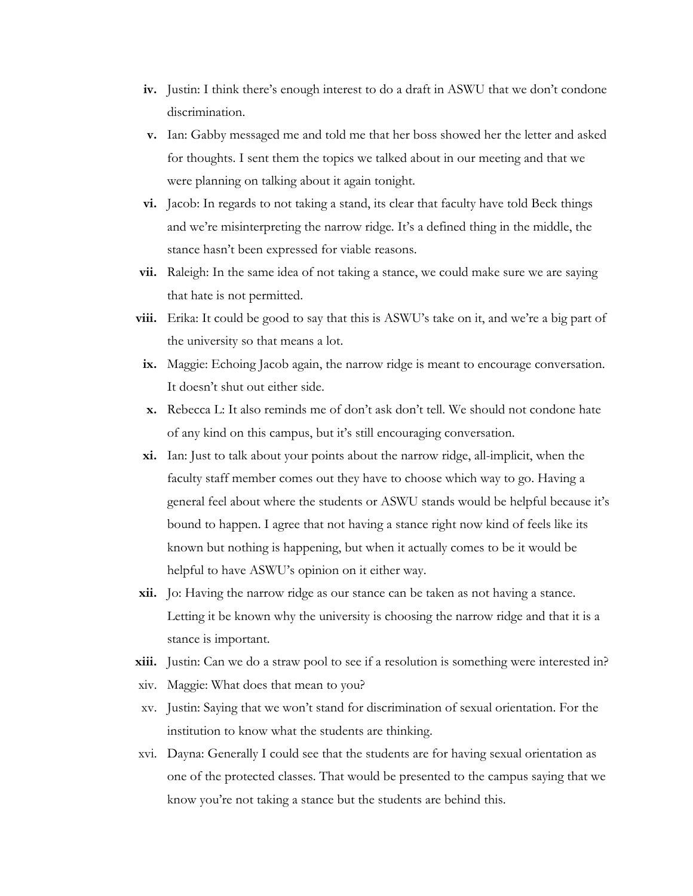iv. Justin: I think there's enough interest to do a draft in ASWU that we don't condone discrimination.

v. Ian: Gabby messaged me and told me that her boss showed her the letter and asked for thoughts. I sent them the topics we talked about in our meeting and that we were planning on talking about it again tonight.

vi. Jacob: In regards to not taking a stand, its clear that faculty have told Beck things and we're misinterpreting the narrow ridge. It's a defined thing in the middle, the stance hasn't been expressed for viable reasons.

vii. Raleigh: In the same idea of not taking a stance, we could make sure we are saying that hate is not permitted.

viii. Erika: It could be good to say that this is ASWU's take on it, and we're a big part of the university so that means a lot.

ix. Maggie: Echoing Jacob again, the narrow ridge is meant to encourage conversation. It doesn't shut out either side.

x. Rebecca L: It also reminds me of don't ask don't tell. We should not condone hate of any kind on this campus, but it's still encouraging conversation.

xi. Ian: Just to talk about your points about the narrow ridge, all-implicit, when the faculty staff member comes out they have to choose which way to go. Having a general feel about where the students or ASWU stands would be helpful because it's bound to happen. I agree that not having a stance right now kind of feels like its known but nothing is happening, but when it actually comes to be it would be helpful to have ASWU's opinion on it either way.

xii. Jo: Having the narrow ridge as our stance can be taken as not having a stance. Letting it be known why the university is choosing the narrow ridge and that it is a stance is important.

xiii. Justin: Can we do a straw pool to see if a resolution is something were interested in?

xiv. Maggie: What does that mean to you?

xv. Justin: Saying that we won't stand for discrimination of sexual orientation. For the institution to know what the students are thinking.

xvi. Dayna: Generally I could see that the students are for having sexual orientation as one of the protected classes. That would be presented to the campus saying that we know you're not taking a stance but the students are behind this.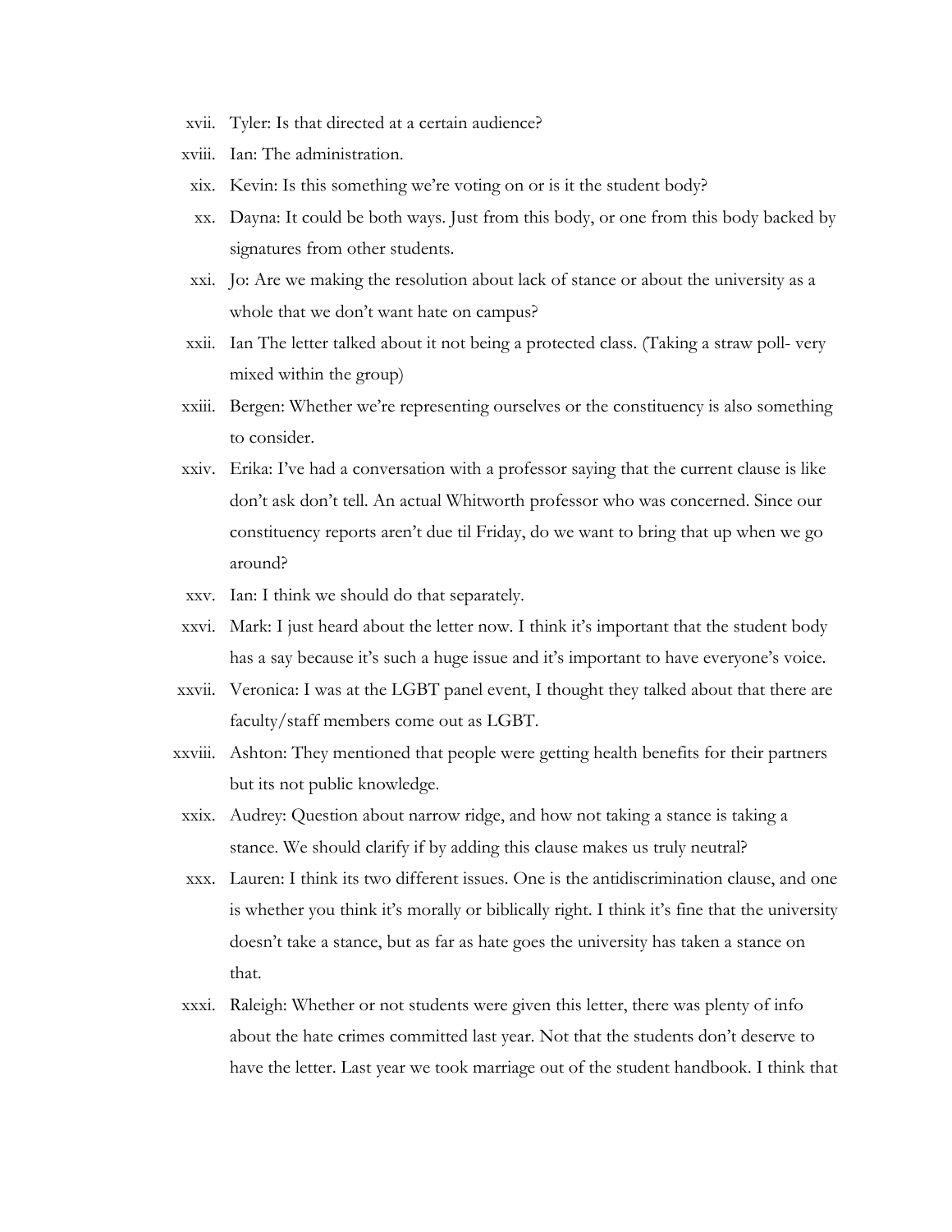xvii. Tyler: Is that directed at a certain audience?

xviii. Ian: The administration.

xix. Kevin: Is this something we're voting on or is it the student body?

xx. Dayna: It could be both ways. Just from this body, or one from this body backed by signatures from other students.

xxi. Jo: Are we making the resolution about lack of stance or about the university as a whole that we don't want hate on campus?

xxii. Ian The letter talked about it not being a protected class. (Taking a straw poll- very mixed within the group)

xxiii. Bergen: Whether we're representing ourselves or the constituency is also something to consider.

xxiv. Erika: I've had a conversation with a professor saying that the current clause is like don't ask don't tell. An actual Whitworth professor who was concerned. Since our constituency reports aren't due til Friday, do we want to bring that up when we go around?

xxv. Ian: I think we should do that separately.

xxvi. Mark: I just heard about the letter now. I think it's important that the student body has a say because it's such a huge issue and it's important to have everyone's voice.

xxvii. Veronica: I was at the LGBT panel event, I thought they talked about that there are faculty/staff members come out as LGBT.

xxviii. Ashton: They mentioned that people were getting health benefits for their partners but its not public knowledge.

xxix. Audrey: Question about narrow ridge, and how not taking a stance is taking a stance. We should clarify if by adding this clause makes us truly neutral?

xxx. Lauren: I think its two different issues. One is the antidiscrimination clause, and one is whether you think it's morally or biblically right. I think it's fine that the university doesn't take a stance, but as far as hate goes the university has taken a stance on that.

xxxi. Raleigh: Whether or not students were given this letter, there was plenty of info about the hate crimes committed last year. Not that the students don't deserve to have the letter. Last year we took marriage out of the student handbook. I think that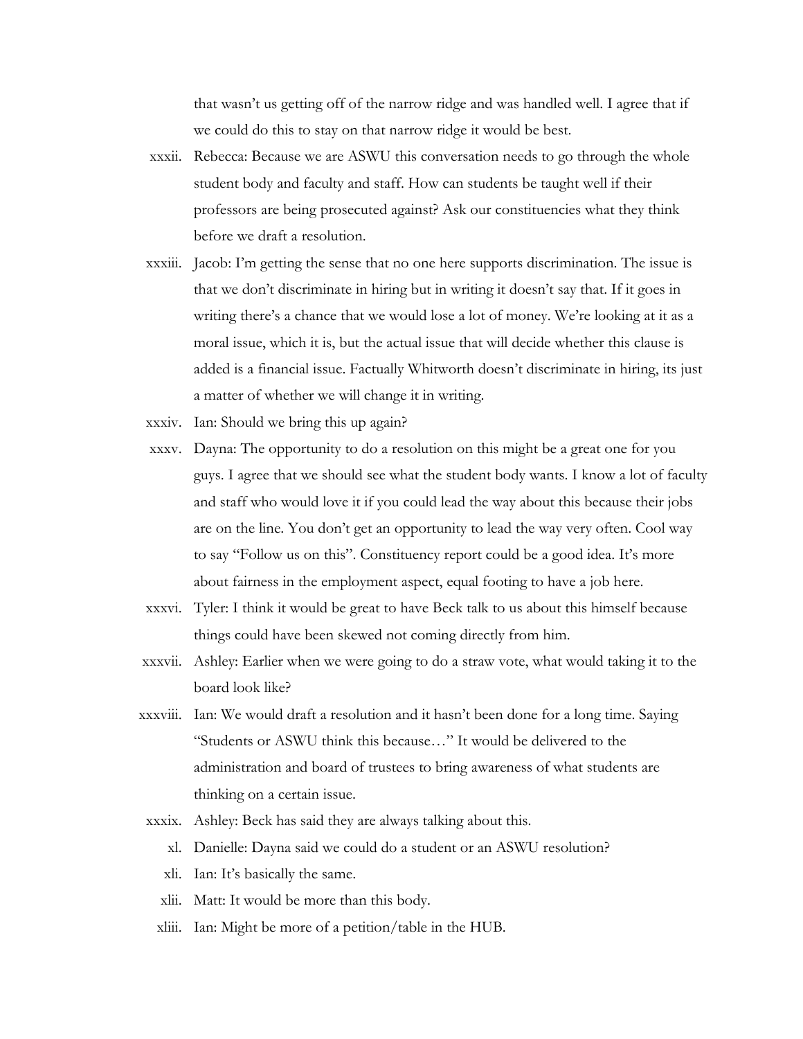that wasn't us getting off of the narrow ridge and was handled well. I agree that if we could do this to stay on that narrow ridge it would be best.

xxxii. Rebecca: Because we are ASWU this conversation needs to go through the whole student body and faculty and staff. How can students be taught well if their professors are being prosecuted against? Ask our constituencies what they think before we draft a resolution.

xxxiii. Jacob: I'm getting the sense that no one here supports discrimination. The issue is that we don't discriminate in hiring but in writing it doesn't say that. If it goes in writing there's a chance that we would lose a lot of money. We're looking at it as a moral issue, which it is, but the actual issue that will decide whether this clause is added is a financial issue. Factually Whitworth doesn't discriminate in hiring, its just a matter of whether we will change it in writing.

xxxiv. Ian: Should we bring this up again?

xxxv. Dayna: The opportunity to do a resolution on this might be a great one for you guys. I agree that we should see what the student body wants. I know a lot of faculty and staff who would love it if you could lead the way about this because their jobs are on the line. You don't get an opportunity to lead the way very often. Cool way to say "Follow us on this". Constituency report could be a good idea. It's more about fairness in the employment aspect, equal footing to have a job here.

xxxvi. Tyler: I think it would be great to have Beck talk to us about this himself because things could have been skewed not coming directly from him.

xxxvii. Ashley: Earlier when we were going to do a straw vote, what would taking it to the board look like?

xxxviii. Ian: We would draft a resolution and it hasn't been done for a long time. Saying "Students or ASWU think this because…" It would be delivered to the administration and board of trustees to bring awareness of what students are thinking on a certain issue.

xxxix. Ashley: Beck has said they are always talking about this.

xl. Danielle: Dayna said we could do a student or an ASWU resolution?

xli. Ian: It's basically the same.

xlii. Matt: It would be more than this body.

xliii. Ian: Might be more of a petition/table in the HUB.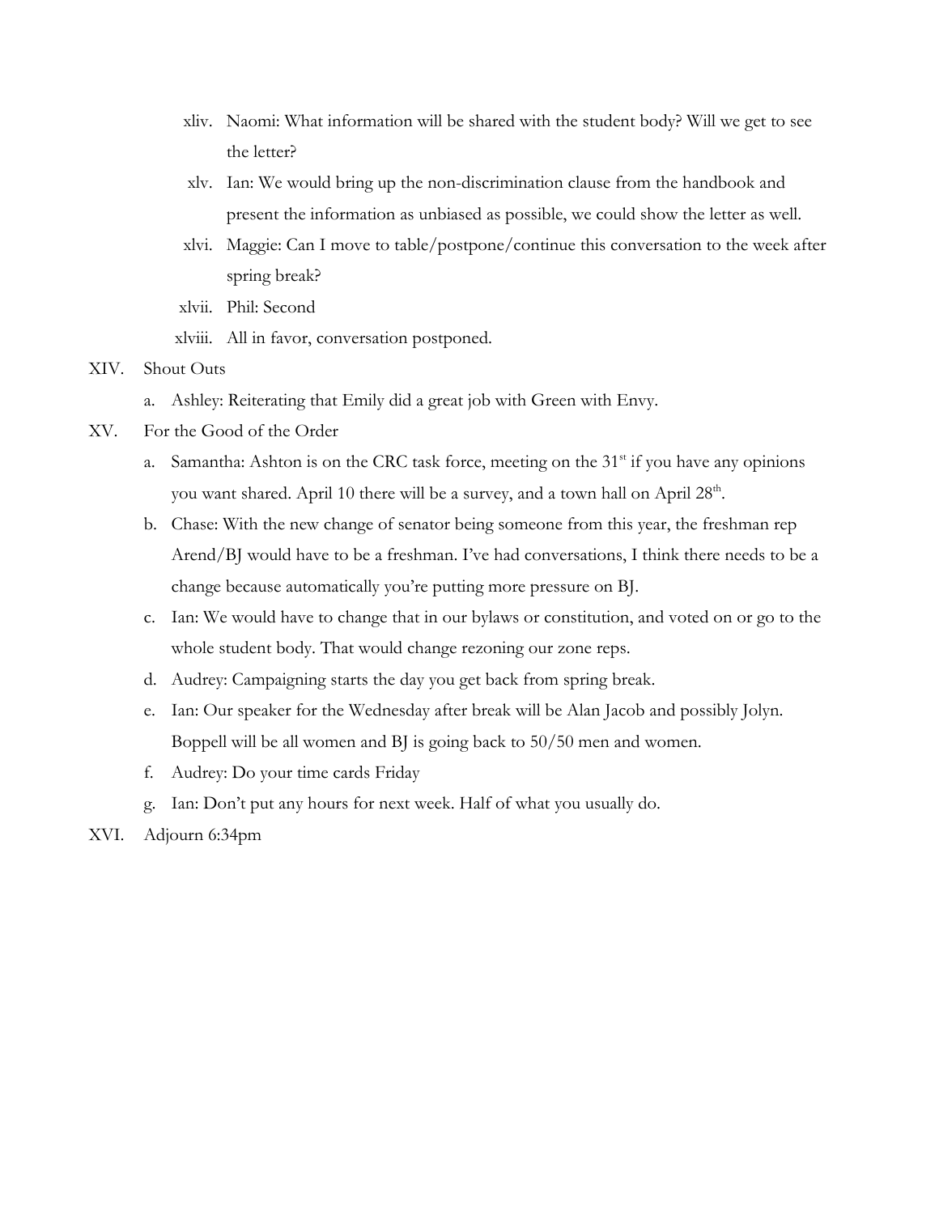xliv. Naomi: What information will be shared with the student body? Will we get to see the letter?

xlv. Ian: We would bring up the non-discrimination clause from the handbook and present the information as unbiased as possible, we could show the letter as well.

xlvi. Maggie: Can I move to table/postpone/continue this conversation to the week after spring break?

xlvii. Phil: Second

xlviii. All in favor, conversation postponed.

XIV. Shout Outs

a. Ashley: Reiterating that Emily did a great job with Green with Envy.

XV. For the Good of the Order

a. Samantha: Ashton is on the CRC task force, meeting on the 31st if you have any opinions you want shared. April 10 there will be a survey, and a town hall on April 28th.

b. Chase: With the new change of senator being someone from this year, the freshman rep Arend/BJ would have to be a freshman. I've had conversations, I think there needs to be a change because automatically you're putting more pressure on BJ.

c. Ian: We would have to change that in our bylaws or constitution, and voted on or go to the whole student body. That would change rezoning our zone reps.

d. Audrey: Campaigning starts the day you get back from spring break.

e. Ian: Our speaker for the Wednesday after break will be Alan Jacob and possibly Jolyn. Boppell will be all women and BJ is going back to 50/50 men and women.

f. Audrey: Do your time cards Friday

g. Ian: Don't put any hours for next week. Half of what you usually do.

XVI. Adjourn 6:34pm